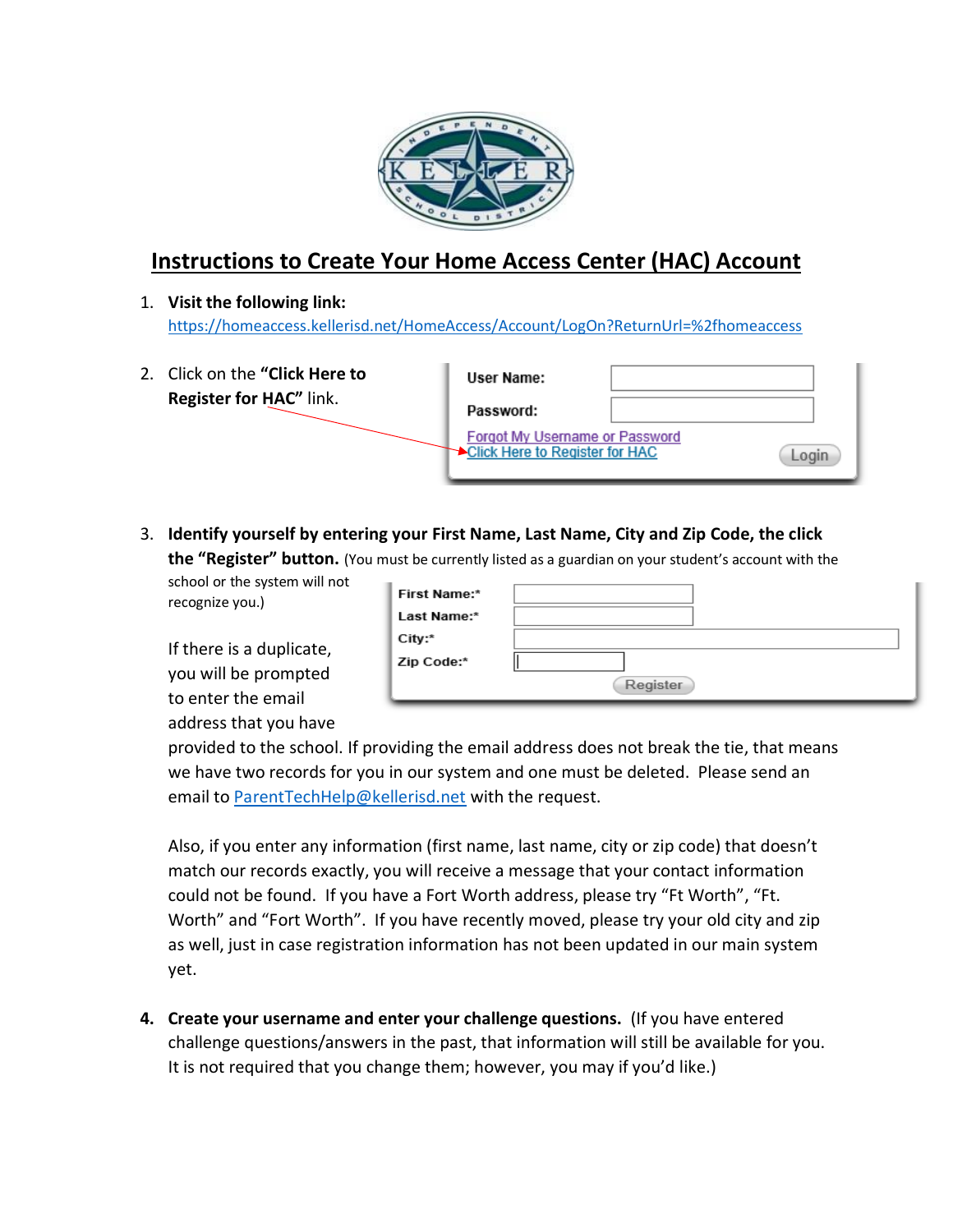# Instructions to Create Your Home Access Center (HAC) Account

1. **Visit the following link:** https://homeaccess.kellerisd.net/HomeAccess/Account/LogOn?ReturnUrl=%2fhomeaccess

2. Click on the **"Click Here to Register for HAC"** link.

3. **Identify yourself by entering your First Name, Last Name, City and Zip Code, the click the "Register" button.** (You must be currently listed as a guardian on your student's account with the school or the system will not recognize you.)

   If there is a duplicate, you will be prompted to enter the email address that you have provided to the school. If providing the email address does not break the tie, that means we have two records for you in our system and one must be deleted. Please send an email to ParentTechHelp@kellerisd.net with the request.

   Also, if you enter any information (first name, last name, city or zip code) that doesn't match our records exactly, you will receive a message that your contact information could not be found. If you have a Fort Worth address, please try "Ft Worth", "Ft. Worth" and "Fort Worth". If you have recently moved, please try your old city and zip as well, just in case registration information has not been updated in our main system yet.

4. **Create your username and enter your challenge questions.** (If you have entered challenge questions/answers in the past, that information will still be available for you. It is not required that you change them; however, you may if you'd like.)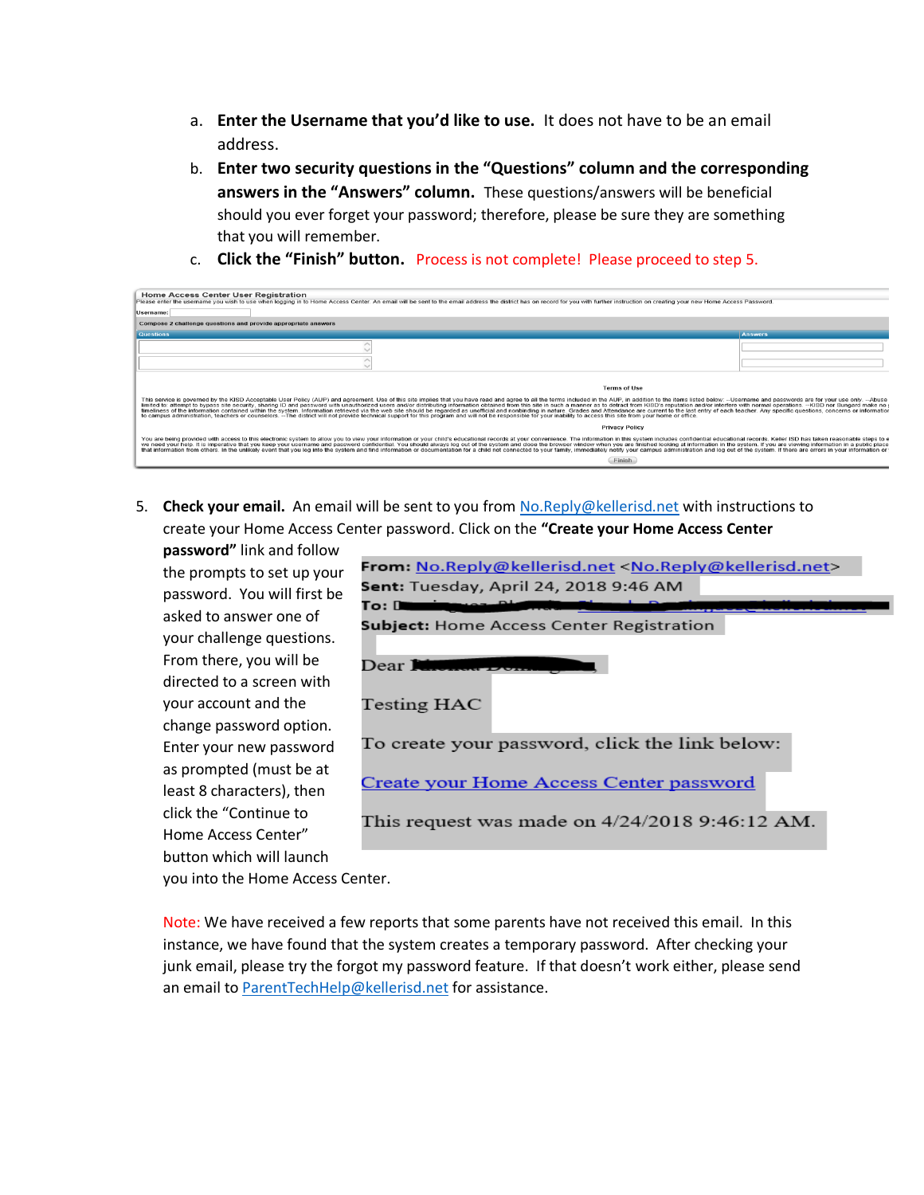a. **Enter the Username that you'd like to use.** It does not have to be an email address.

b. **Enter two security questions in the "Questions" column and the corresponding answers in the "Answers" column.** These questions/answers will be beneficial should you ever forget your password; therefore, please be sure they are something that you will remember.

c. **Click the "Finish" button.** Process is not complete! Please proceed to step 5.

5. **Check your email.** An email will be sent to you from No.Reply@kellerisd.net with instructions to create your Home Access Center password. Click on the **"Create your Home Access Center password"** link and follow the prompts to set up your password. You will first be asked to answer one of your challenge questions. From there, you will be directed to a screen with your account and the change password option. Enter your new password as prompted (must be at least 8 characters), then click the "Continue to Home Access Center" button which will launch you into the Home Access Center.

**From:** No.Reply@kellerisd.net <No.Reply@kellerisd.net>
**Sent:** Tuesday, April 24, 2018 9:46 AM
**To:**
**Subject:** Home Access Center Registration

Dear

Testing HAC

To create your password, click the link below:

Create your Home Access Center password

This request was made on 4/24/2018 9:46:12 AM.

Note: We have received a few reports that some parents have not received this email. In this instance, we have found that the system creates a temporary password. After checking your junk email, please try the forgot my password feature. If that doesn't work either, please send an email to ParentTechHelp@kellerisd.net for assistance.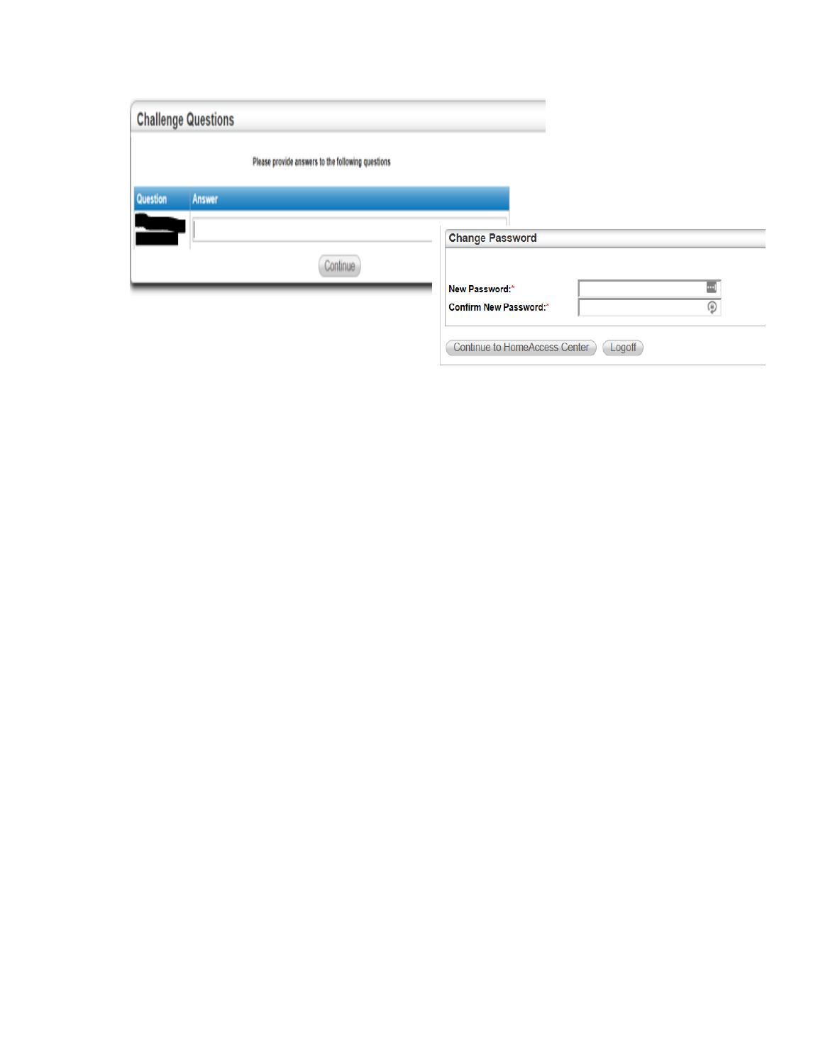## Challenge Questions

Please provide answers to the following questions

| Question | Answer |
| --- | --- |
| | |

Continue

## Change Password

New Password:*

Confirm New Password:*

Continue to HomeAccess Center    Logoff